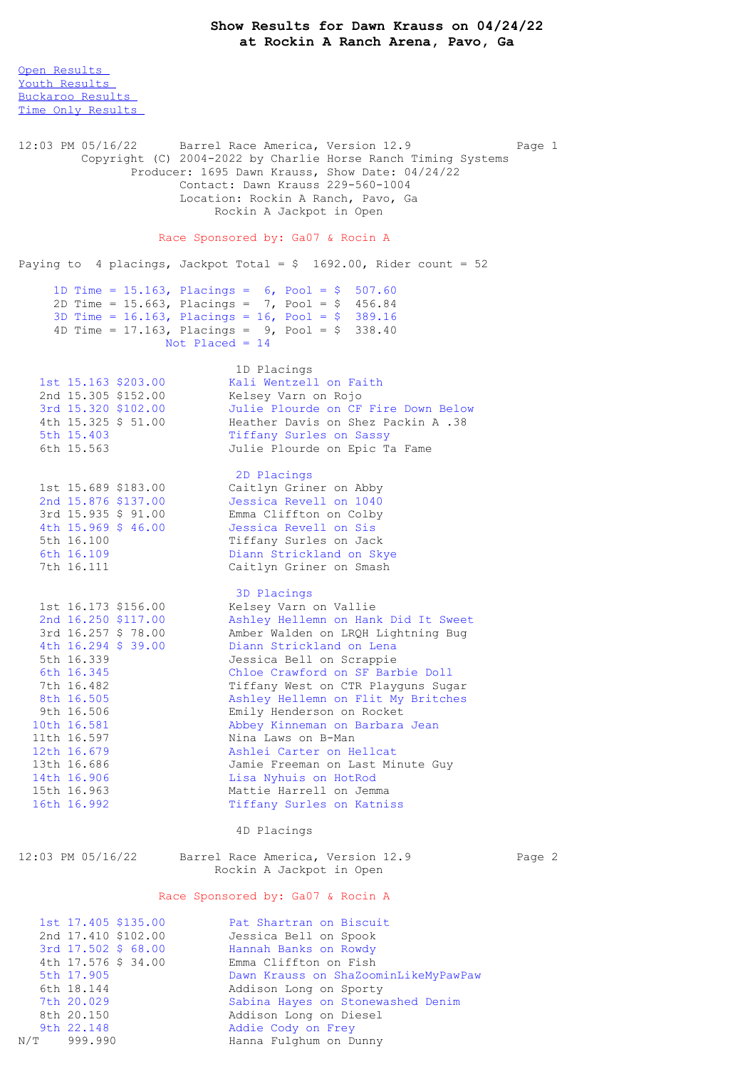# Show Results for Dawn Krauss on 04/24/22
## at Rockin A Ranch Arena, Pavo, Ga

Open Results
Youth Results
Buckaroo Results
Time Only Results

```
12:03 PM 05/16/22      Barrel Race America, Version 12.9             Page 1
         Copyright (C) 2004-2022 by Charlie Horse Ranch Timing Systems
                Producer: 1695 Dawn Krauss, Show Date: 04/24/22
                       Contact: Dawn Krauss 229-560-1004
                       Location: Rockin A Ranch, Pavo, Ga
                            Rockin A Jackpot in Open
```

Race Sponsored by: Ga07 & Rocin A

Paying to 4 placings, Jackpot Total = $ 1692.00, Rider count = 52

```
     1D Time = 15.163, Placings =  6, Pool = $  507.60
     2D Time = 15.663, Placings =  7, Pool = $  456.84
     3D Time = 16.163, Placings = 16, Pool = $  389.16
     4D Time = 17.163, Placings =  9, Pool = $  338.40
                       Not Placed = 14
```

### 1D Placings

| Place | Time | Payout | Rider |
|---|---|---|---|
| 1st | 15.163 | $203.00 | Kali Wentzell on Faith |
| 2nd | 15.305 | $152.00 | Kelsey Varn on Rojo |
| 3rd | 15.320 | $102.00 | Julie Plourde on CF Fire Down Below |
| 4th | 15.325 | $ 51.00 | Heather Davis on Shez Packin A .38 |
| 5th | 15.403 | | Tiffany Surles on Sassy |
| 6th | 15.563 | | Julie Plourde on Epic Ta Fame |

### 2D Placings

| Place | Time | Payout | Rider |
|---|---|---|---|
| 1st | 15.689 | $183.00 | Caitlyn Griner on Abby |
| 2nd | 15.876 | $137.00 | Jessica Revell on 1040 |
| 3rd | 15.935 | $ 91.00 | Emma Cliffton on Colby |
| 4th | 15.969 | $ 46.00 | Jessica Revell on Sis |
| 5th | 16.100 | | Tiffany Surles on Jack |
| 6th | 16.109 | | Diann Strickland on Skye |
| 7th | 16.111 | | Caitlyn Griner on Smash |

### 3D Placings

| Place | Time | Payout | Rider |
|---|---|---|---|
| 1st | 16.173 | $156.00 | Kelsey Varn on Vallie |
| 2nd | 16.250 | $117.00 | Ashley Hellemn on Hank Did It Sweet |
| 3rd | 16.257 | $ 78.00 | Amber Walden on LRQH Lightning Bug |
| 4th | 16.294 | $ 39.00 | Diann Strickland on Lena |
| 5th | 16.339 | | Jessica Bell on Scrappie |
| 6th | 16.345 | | Chloe Crawford on SF Barbie Doll |
| 7th | 16.482 | | Tiffany West on CTR Playguns Sugar |
| 8th | 16.505 | | Ashley Hellemn on Flit My Britches |
| 9th | 16.506 | | Emily Henderson on Rocket |
| 10th | 16.581 | | Abbey Kinneman on Barbara Jean |
| 11th | 16.597 | | Nina Laws on B-Man |
| 12th | 16.679 | | Ashlei Carter on Hellcat |
| 13th | 16.686 | | Jamie Freeman on Last Minute Guy |
| 14th | 16.906 | | Lisa Nyhuis on HotRod |
| 15th | 16.963 | | Mattie Harrell on Jemma |
| 16th | 16.992 | | Tiffany Surles on Katniss |

### 4D Placings

```
12:03 PM 05/16/22      Barrel Race America, Version 12.9             Page 2
                            Rockin A Jackpot in Open
```

Race Sponsored by: Ga07 & Rocin A

| Place | Time | Payout | Rider |
|---|---|---|---|
| 1st | 17.405 | $135.00 | Pat Shartran on Biscuit |
| 2nd | 17.410 | $102.00 | Jessica Bell on Spook |
| 3rd | 17.502 | $ 68.00 | Hannah Banks on Rowdy |
| 4th | 17.576 | $ 34.00 | Emma Cliffton on Fish |
| 5th | 17.905 | | Dawn Krauss on ShaZoominLikeMyPawPaw |
| 6th | 18.144 | | Addison Long on Sporty |
| 7th | 20.029 | | Sabina Hayes on Stonewashed Denim |
| 8th | 20.150 | | Addison Long on Diesel |
| 9th | 22.148 | | Addie Cody on Frey |
| N/T | 999.990 | | Hanna Fulghum on Dunny |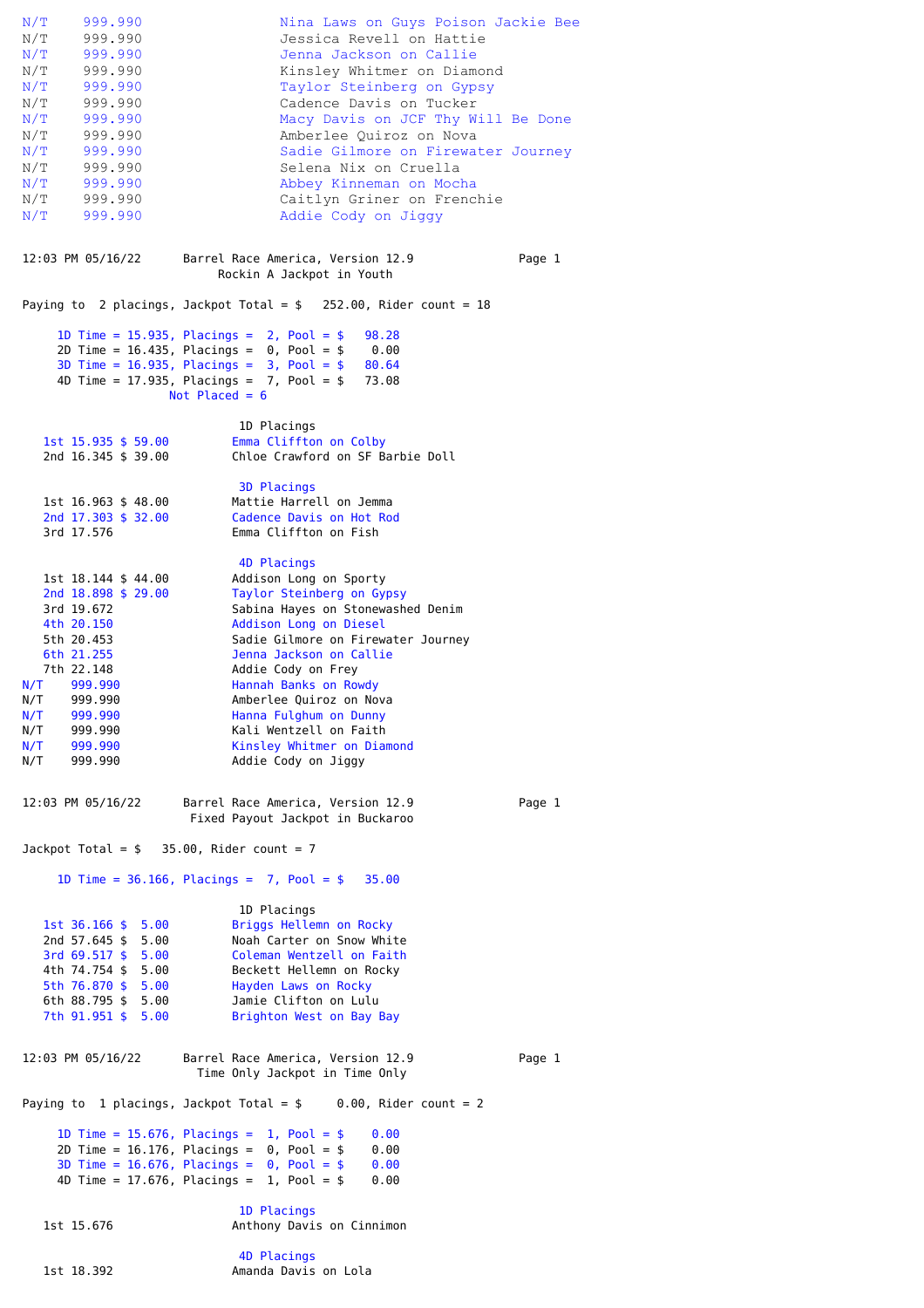| | | |
|---|---|---|
| N/T | 999.990 | Nina Laws on Guys Poison Jackie Bee |
| N/T | 999.990 | Jessica Revell on Hattie |
| N/T | 999.990 | Jenna Jackson on Callie |
| N/T | 999.990 | Kinsley Whitmer on Diamond |
| N/T | 999.990 | Taylor Steinberg on Gypsy |
| N/T | 999.990 | Cadence Davis on Tucker |
| N/T | 999.990 | Macy Davis on JCF Thy Will Be Done |
| N/T | 999.990 | Amberlee Quiroz on Nova |
| N/T | 999.990 | Sadie Gilmore on Firewater Journey |
| N/T | 999.990 | Selena Nix on Cruella |
| N/T | 999.990 | Abbey Kinneman on Mocha |
| N/T | 999.990 | Caitlyn Griner on Frenchie |
| N/T | 999.990 | Addie Cody on Jiggy |

12:03 PM 05/16/22 Barrel Race America, Version 12.9

## Rockin A Jackpot in Youth

Paying to 2 placings, Jackpot Total = $ 252.00, Rider count = 18

```
1D Time = 15.935, Placings =  2, Pool = $   98.28
2D Time = 16.435, Placings =  0, Pool = $    0.00
3D Time = 16.935, Placings =  3, Pool = $   80.64
4D Time = 17.935, Placings =  7, Pool = $   73.08
               Not Placed = 6
```

### 1D Placings

| | | |
|---|---|---|
| 1st | 15.935 $ 59.00 | Emma Cliffton on Colby |
| 2nd | 16.345 $ 39.00 | Chloe Crawford on SF Barbie Doll |

### 3D Placings

| | | |
|---|---|---|
| 1st | 16.963 $ 48.00 | Mattie Harrell on Jemma |
| 2nd | 17.303 $ 32.00 | Cadence Davis on Hot Rod |
| 3rd | 17.576 | Emma Cliffton on Fish |

### 4D Placings

| | | |
|---|---|---|
| 1st | 18.144 $ 44.00 | Addison Long on Sporty |
| 2nd | 18.898 $ 29.00 | Taylor Steinberg on Gypsy |
| 3rd | 19.672 | Sabina Hayes on Stonewashed Denim |
| 4th | 20.150 | Addison Long on Diesel |
| 5th | 20.453 | Sadie Gilmore on Firewater Journey |
| 6th | 21.255 | Jenna Jackson on Callie |
| 7th | 22.148 | Addie Cody on Frey |
| N/T | 999.990 | Hannah Banks on Rowdy |
| N/T | 999.990 | Amberlee Quiroz on Nova |
| N/T | 999.990 | Hanna Fulghum on Dunny |
| N/T | 999.990 | Kali Wentzell on Faith |
| N/T | 999.990 | Kinsley Whitmer on Diamond |
| N/T | 999.990 | Addie Cody on Jiggy |

12:03 PM 05/16/22 Barrel Race America, Version 12.9

## Fixed Payout Jackpot in Buckaroo

Jackpot Total = $ 35.00, Rider count = 7

```
1D Time = 36.166, Placings =  7, Pool = $   35.00
```

### 1D Placings

| | | |
|---|---|---|
| 1st | 36.166 $ 5.00 | Briggs Hellemn on Rocky |
| 2nd | 57.645 $ 5.00 | Noah Carter on Snow White |
| 3rd | 69.517 $ 5.00 | Coleman Wentzell on Faith |
| 4th | 74.754 $ 5.00 | Beckett Hellemn on Rocky |
| 5th | 76.870 $ 5.00 | Hayden Laws on Rocky |
| 6th | 88.795 $ 5.00 | Jamie Clifton on Lulu |
| 7th | 91.951 $ 5.00 | Brighton West on Bay Bay |

12:03 PM 05/16/22 Barrel Race America, Version 12.9

## Time Only Jackpot in Time Only

Paying to 1 placings, Jackpot Total = $ 0.00, Rider count = 2

```
1D Time = 15.676, Placings =  1, Pool = $    0.00
2D Time = 16.176, Placings =  0, Pool = $    0.00
3D Time = 16.676, Placings =  0, Pool = $    0.00
4D Time = 17.676, Placings =  1, Pool = $    0.00
```

### 1D Placings

| | | |
|---|---|---|
| 1st | 15.676 | Anthony Davis on Cinnimon |

### 4D Placings

| | | |
|---|---|---|
| 1st | 18.392 | Amanda Davis on Lola |